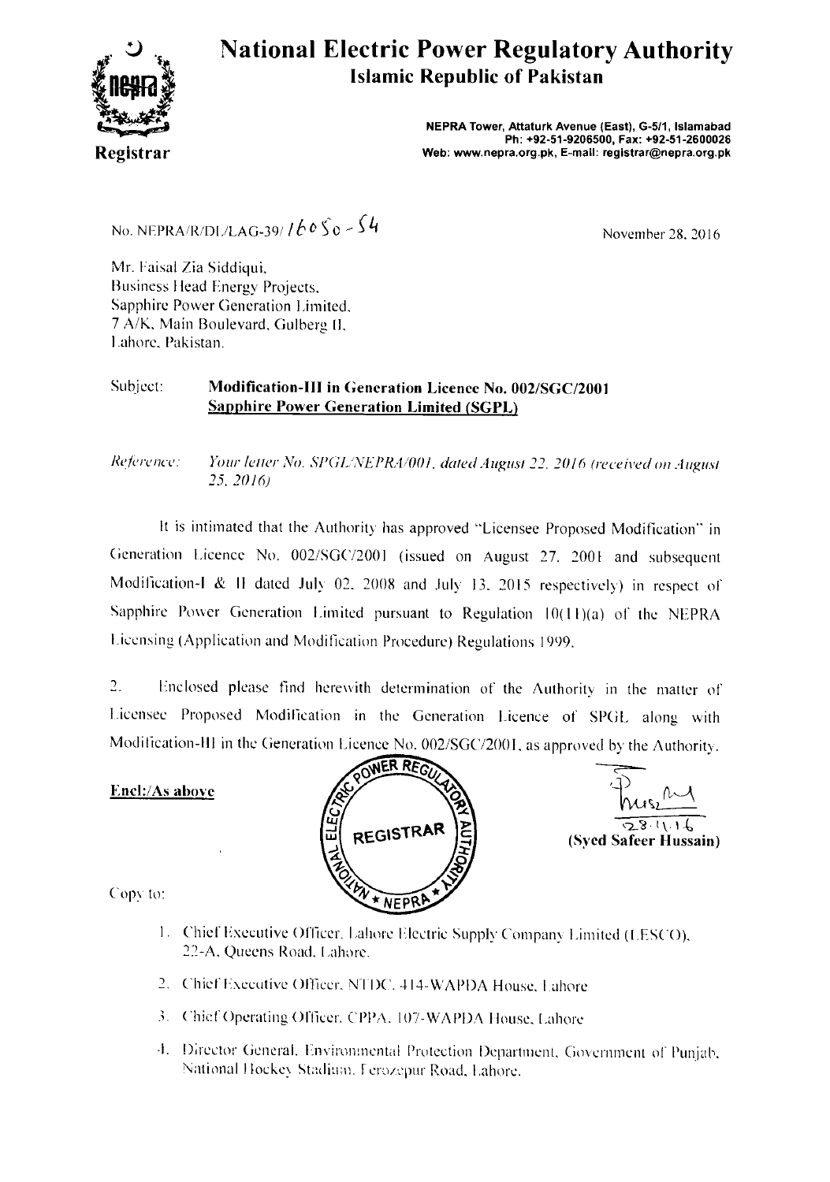# National Electric Power Regulatory Authority

## Islamic Republic of Pakistan

**Registrar**

**NEPRA Tower, Attaturk Avenue (East), G-5/1, Islamabad**
**Ph: +92-51-9206500, Fax: +92-51-2600026**
**Web: www.nepra.org.pk, E-mail: registrar@nepra.org.pk**

No. NEPRA/R/DL/LAG-39/ 16050-54

November 28, 2016

Mr. Faisal Zia Siddiqui,
Business Head Energy Projects,
Sapphire Power Generation Limited,
7 A/K, Main Boulevard, Gulberg II,
Lahore, Pakistan.

Subject: **Modification-III in Generation Licence No. 002/SGC/2001**
**Sapphire Power Generation Limited (SGPL)**

*Reference: Your letter No. SPGL/NEPRA/001, dated August 22, 2016 (received on August 25, 2016)*

It is intimated that the Authority has approved "Licensee Proposed Modification" in Generation Licence No. 002/SGC/2001 (issued on August 27, 2001 and subsequent Modification-I & II dated July 02, 2008 and July 13, 2015 respectively) in respect of Sapphire Power Generation Limited pursuant to Regulation 10(11)(a) of the NEPRA Licensing (Application and Modification Procedure) Regulations 1999.

2. Enclosed please find herewith determination of the Authority in the matter of Licensee Proposed Modification in the Generation Licence of SPGL along with Modification-III in the Generation Licence No. 002/SGC/2001, as approved by the Authority.

**Encl:/As above**

28.11.16
**(Syed Safeer Hussain)**

Copy to:

1. Chief Executive Officer, Lahore Electric Supply Company Limited (LESCO), 22-A, Queens Road, Lahore.
2. Chief Executive Officer, NTDC, 414-WAPDA House, Lahore
3. Chief Operating Officer, CPPA, 107-WAPDA House, Lahore
4. Director General, Environmental Protection Department, Government of Punjab, National Hockey Stadium, Ferozepur Road, Lahore.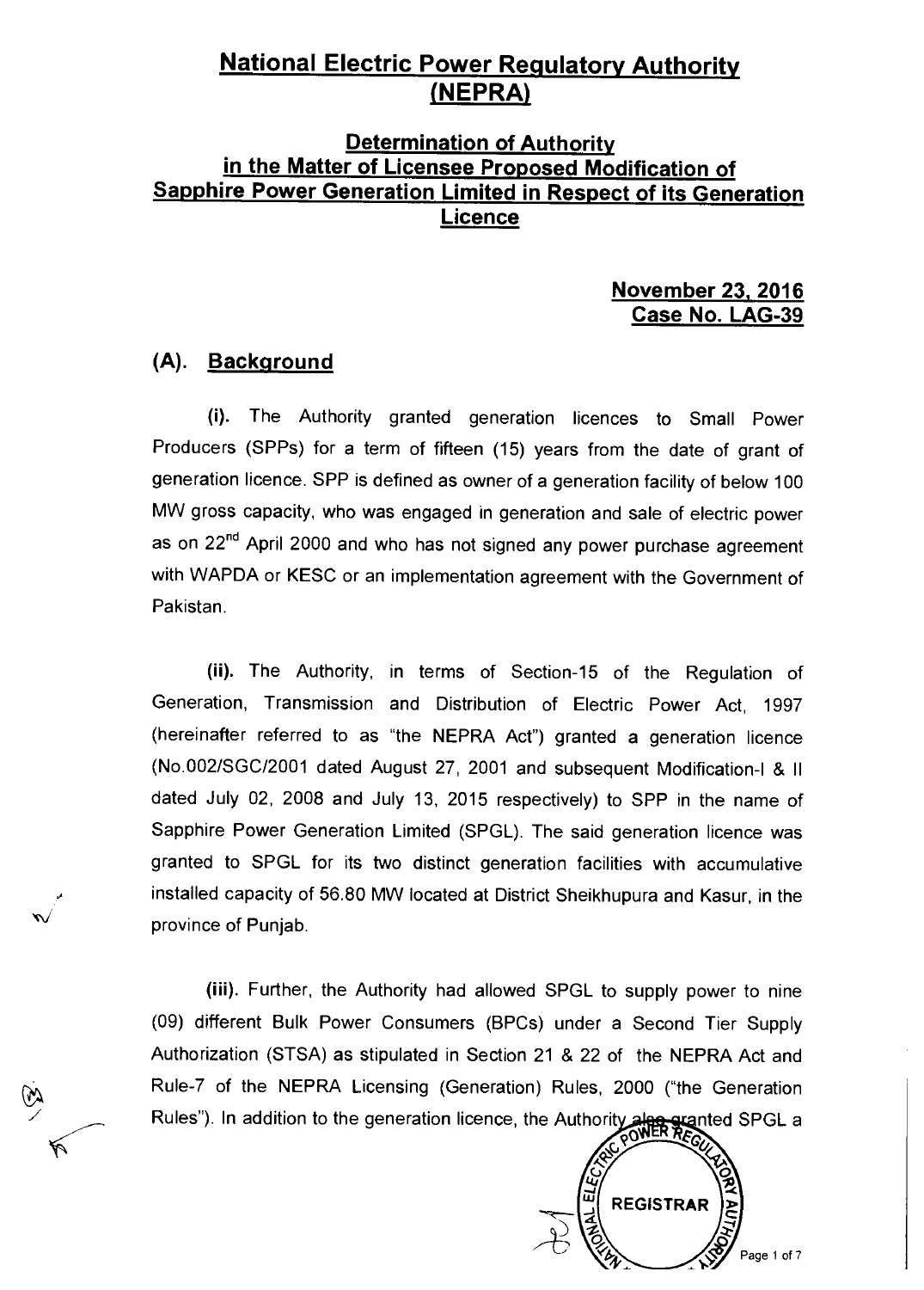# National Electric Power Regulatory Authority (NEPRA)

## Determination of Authority in the Matter of Licensee Proposed Modification of Sapphire Power Generation Limited in Respect of its Generation Licence

**November 23, 2016**
**Case No. LAG-39**

## (A). Background

**(i).** The Authority granted generation licences to Small Power Producers (SPPs) for a term of fifteen (15) years from the date of grant of generation licence. SPP is defined as owner of a generation facility of below 100 MW gross capacity, who was engaged in generation and sale of electric power as on 22[nd] April 2000 and who has not signed any power purchase agreement with WAPDA or KESC or an implementation agreement with the Government of Pakistan.

**(ii).** The Authority, in terms of Section-15 of the Regulation of Generation, Transmission and Distribution of Electric Power Act, 1997 (hereinafter referred to as "the NEPRA Act") granted a generation licence (No.002/SGC/2001 dated August 27, 2001 and subsequent Modification-I & II dated July 02, 2008 and July 13, 2015 respectively) to SPP in the name of Sapphire Power Generation Limited (SPGL). The said generation licence was granted to SPGL for its two distinct generation facilities with accumulative installed capacity of 56.80 MW located at District Sheikhupura and Kasur, in the province of Punjab.

**(iii).** Further, the Authority had allowed SPGL to supply power to nine (09) different Bulk Power Consumers (BPCs) under a Second Tier Supply Authorization (STSA) as stipulated in Section 21 & 22 of the NEPRA Act and Rule-7 of the NEPRA Licensing (Generation) Rules, 2000 ("the Generation Rules"). In addition to the generation licence, the Authority also granted SPGL a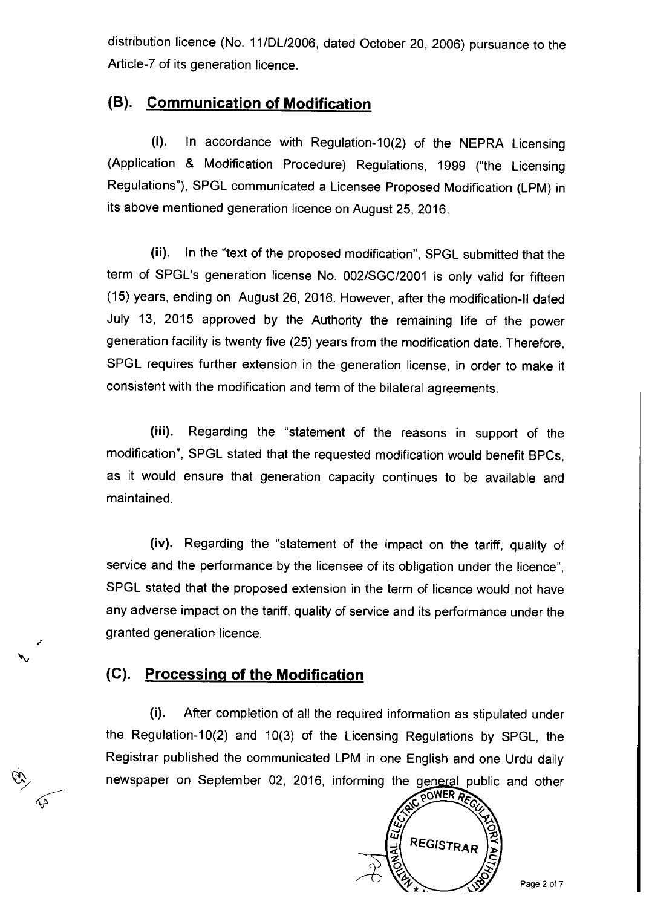distribution licence (No. 11/DL/2006, dated October 20, 2006) pursuance to the Article-7 of its generation licence.

## (B). Communication of Modification

**(i).** In accordance with Regulation-10(2) of the NEPRA Licensing (Application & Modification Procedure) Regulations, 1999 ("the Licensing Regulations"), SPGL communicated a Licensee Proposed Modification (LPM) in its above mentioned generation licence on August 25, 2016.

**(ii).** In the "text of the proposed modification", SPGL submitted that the term of SPGL's generation license No. 002/SGC/2001 is only valid for fifteen (15) years, ending on August 26, 2016. However, after the modification-II dated July 13, 2015 approved by the Authority the remaining life of the power generation facility is twenty five (25) years from the modification date. Therefore, SPGL requires further extension in the generation license, in order to make it consistent with the modification and term of the bilateral agreements.

**(iii).** Regarding the "statement of the reasons in support of the modification", SPGL stated that the requested modification would benefit BPCs, as it would ensure that generation capacity continues to be available and maintained.

**(iv).** Regarding the "statement of the impact on the tariff, quality of service and the performance by the licensee of its obligation under the licence", SPGL stated that the proposed extension in the term of licence would not have any adverse impact on the tariff, quality of service and its performance under the granted generation licence.

## (C). Processing of the Modification

**(i).** After completion of all the required information as stipulated under the Regulation-10(2) and 10(3) of the Licensing Regulations by SPGL, the Registrar published the communicated LPM in one English and one Urdu daily newspaper on September 02, 2016, informing the general public and other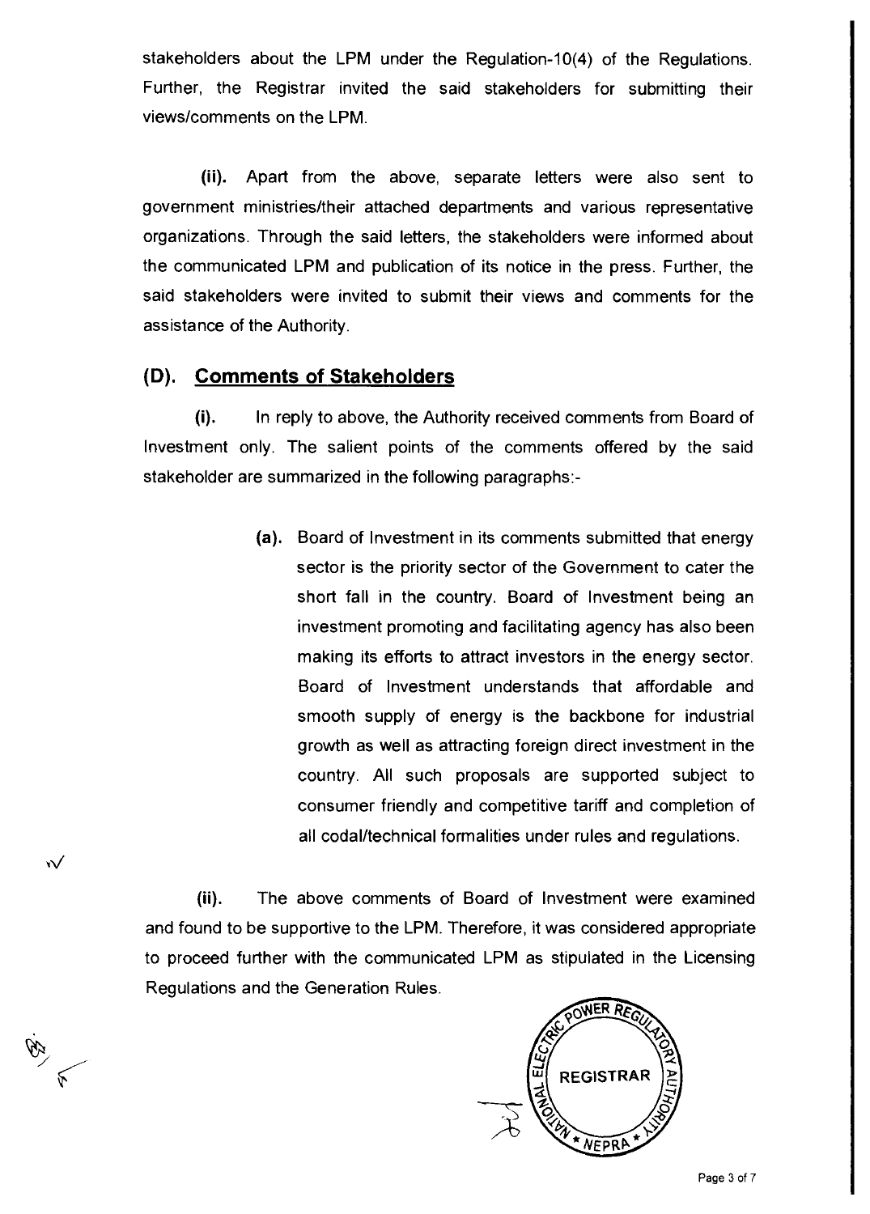stakeholders about the LPM under the Regulation-10(4) of the Regulations. Further, the Registrar invited the said stakeholders for submitting their views/comments on the LPM.

**(ii).** Apart from the above, separate letters were also sent to government ministries/their attached departments and various representative organizations. Through the said letters, the stakeholders were informed about the communicated LPM and publication of its notice in the press. Further, the said stakeholders were invited to submit their views and comments for the assistance of the Authority.

## (D). Comments of Stakeholders

**(i).** In reply to above, the Authority received comments from Board of Investment only. The salient points of the comments offered by the said stakeholder are summarized in the following paragraphs:-

> **(a).** Board of Investment in its comments submitted that energy sector is the priority sector of the Government to cater the short fall in the country. Board of Investment being an investment promoting and facilitating agency has also been making its efforts to attract investors in the energy sector. Board of Investment understands that affordable and smooth supply of energy is the backbone for industrial growth as well as attracting foreign direct investment in the country. All such proposals are supported subject to consumer friendly and competitive tariff and completion of all codal/technical formalities under rules and regulations.

**(ii).** The above comments of Board of Investment were examined and found to be supportive to the LPM. Therefore, it was considered appropriate to proceed further with the communicated LPM as stipulated in the Licensing Regulations and the Generation Rules.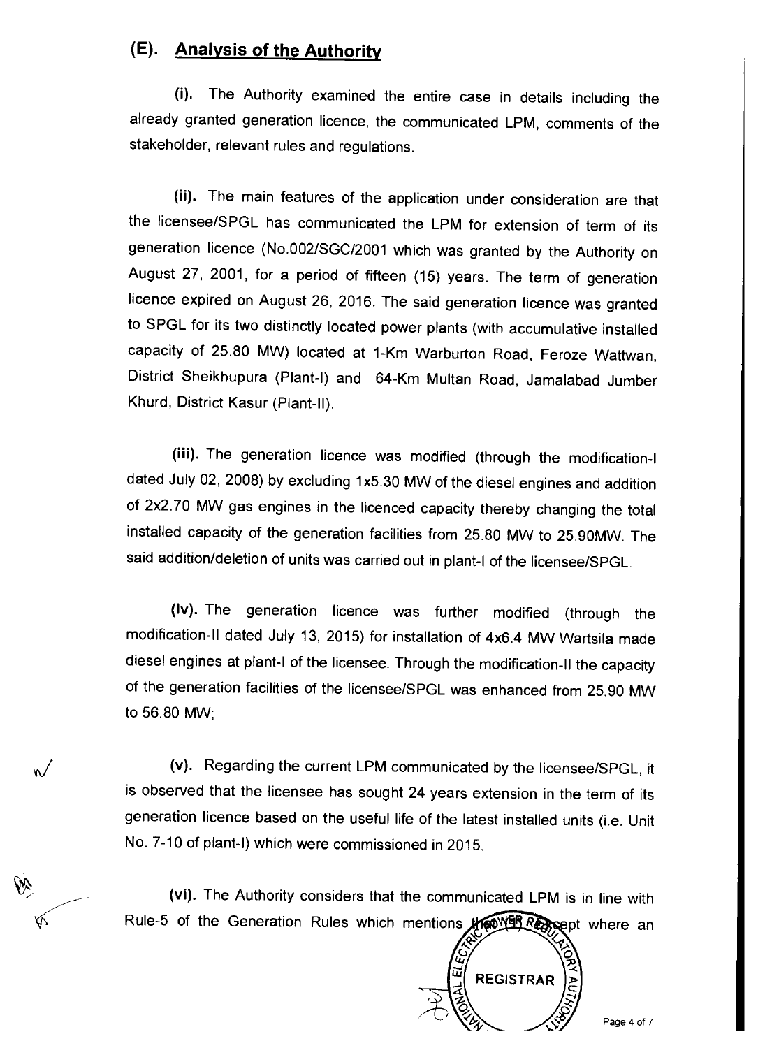## (E). Analysis of the Authority

(i). The Authority examined the entire case in details including the already granted generation licence, the communicated LPM, comments of the stakeholder, relevant rules and regulations.

(ii). The main features of the application under consideration are that the licensee/SPGL has communicated the LPM for extension of term of its generation licence (No.002/SGC/2001 which was granted by the Authority on August 27, 2001, for a period of fifteen (15) years. The term of generation licence expired on August 26, 2016. The said generation licence was granted to SPGL for its two distinctly located power plants (with accumulative installed capacity of 25.80 MW) located at 1-Km Warburton Road, Feroze Wattwan, District Sheikhupura (Plant-I) and 64-Km Multan Road, Jamalabad Jumber Khurd, District Kasur (Plant-II).

(iii). The generation licence was modified (through the modification-I dated July 02, 2008) by excluding 1x5.30 MW of the diesel engines and addition of 2x2.70 MW gas engines in the licenced capacity thereby changing the total installed capacity of the generation facilities from 25.80 MW to 25.90MW. The said addition/deletion of units was carried out in plant-I of the licensee/SPGL.

(iv). The generation licence was further modified (through the modification-II dated July 13, 2015) for installation of 4x6.4 MW Wartsila made diesel engines at plant-I of the licensee. Through the modification-II the capacity of the generation facilities of the licensee/SPGL was enhanced from 25.90 MW to 56.80 MW;

(v). Regarding the current LPM communicated by the licensee/SPGL, it is observed that the licensee has sought 24 years extension in the term of its generation licence based on the useful life of the latest installed units (i.e. Unit No. 7-10 of plant-I) which were commissioned in 2015.

(vi). The Authority considers that the communicated LPM is in line with Rule-5 of the Generation Rules which mentions that except where an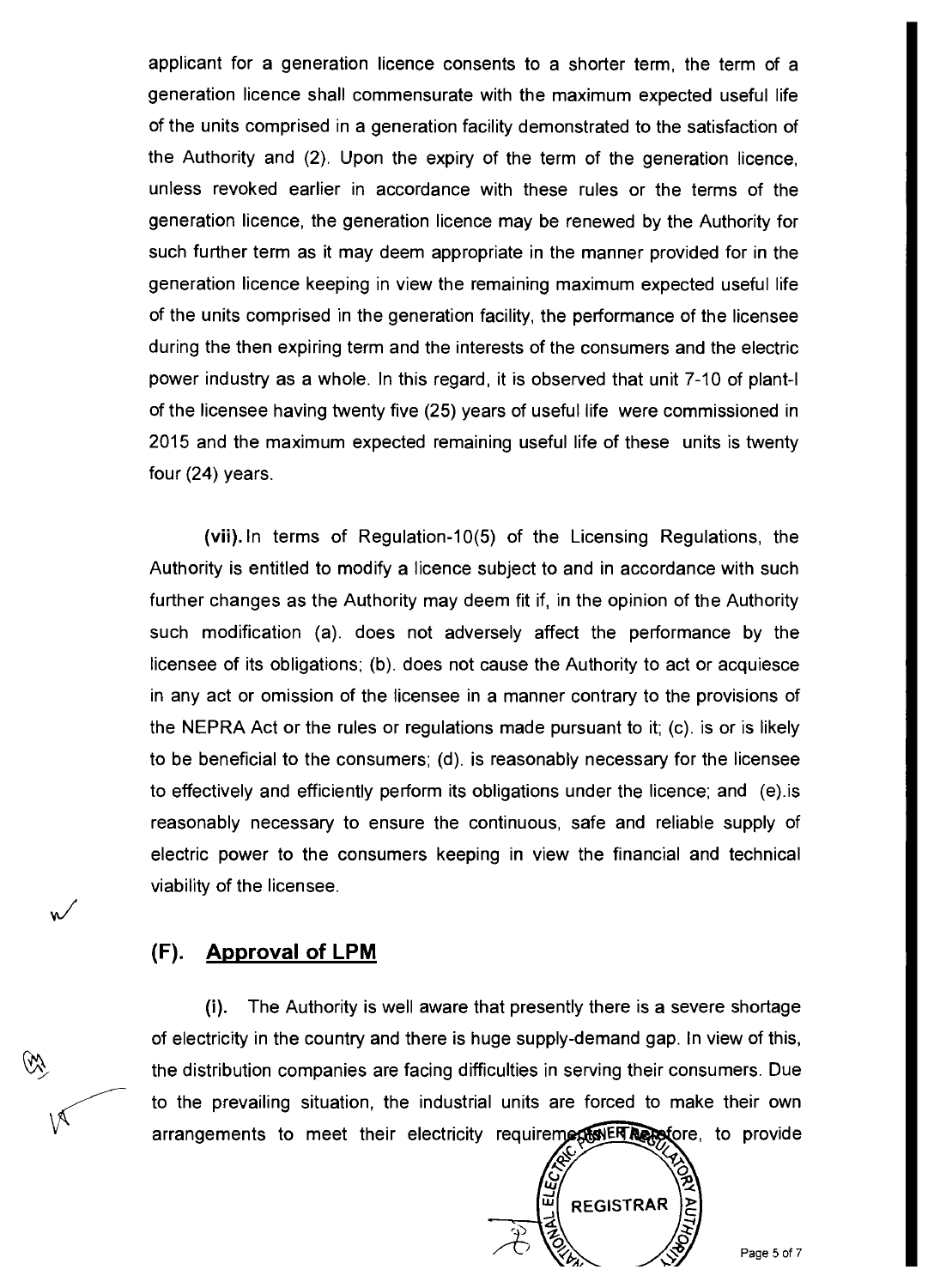applicant for a generation licence consents to a shorter term, the term of a generation licence shall commensurate with the maximum expected useful life of the units comprised in a generation facility demonstrated to the satisfaction of the Authority and (2). Upon the expiry of the term of the generation licence, unless revoked earlier in accordance with these rules or the terms of the generation licence, the generation licence may be renewed by the Authority for such further term as it may deem appropriate in the manner provided for in the generation licence keeping in view the remaining maximum expected useful life of the units comprised in the generation facility, the performance of the licensee during the then expiring term and the interests of the consumers and the electric power industry as a whole. In this regard, it is observed that unit 7-10 of plant-I of the licensee having twenty five (25) years of useful life were commissioned in 2015 and the maximum expected remaining useful life of these units is twenty four (24) years.

**(vii).** In terms of Regulation-10(5) of the Licensing Regulations, the Authority is entitled to modify a licence subject to and in accordance with such further changes as the Authority may deem fit if, in the opinion of the Authority such modification (a). does not adversely affect the performance by the licensee of its obligations; (b). does not cause the Authority to act or acquiesce in any act or omission of the licensee in a manner contrary to the provisions of the NEPRA Act or the rules or regulations made pursuant to it; (c). is or is likely to be beneficial to the consumers; (d). is reasonably necessary for the licensee to effectively and efficiently perform its obligations under the licence; and (e).is reasonably necessary to ensure the continuous, safe and reliable supply of electric power to the consumers keeping in view the financial and technical viability of the licensee.

## (F). Approval of LPM

**(i).** The Authority is well aware that presently there is a severe shortage of electricity in the country and there is huge supply-demand gap. In view of this, the distribution companies are facing difficulties in serving their consumers. Due to the prevailing situation, the industrial units are forced to make their own arrangements to meet their electricity requirements. Therefore, to provide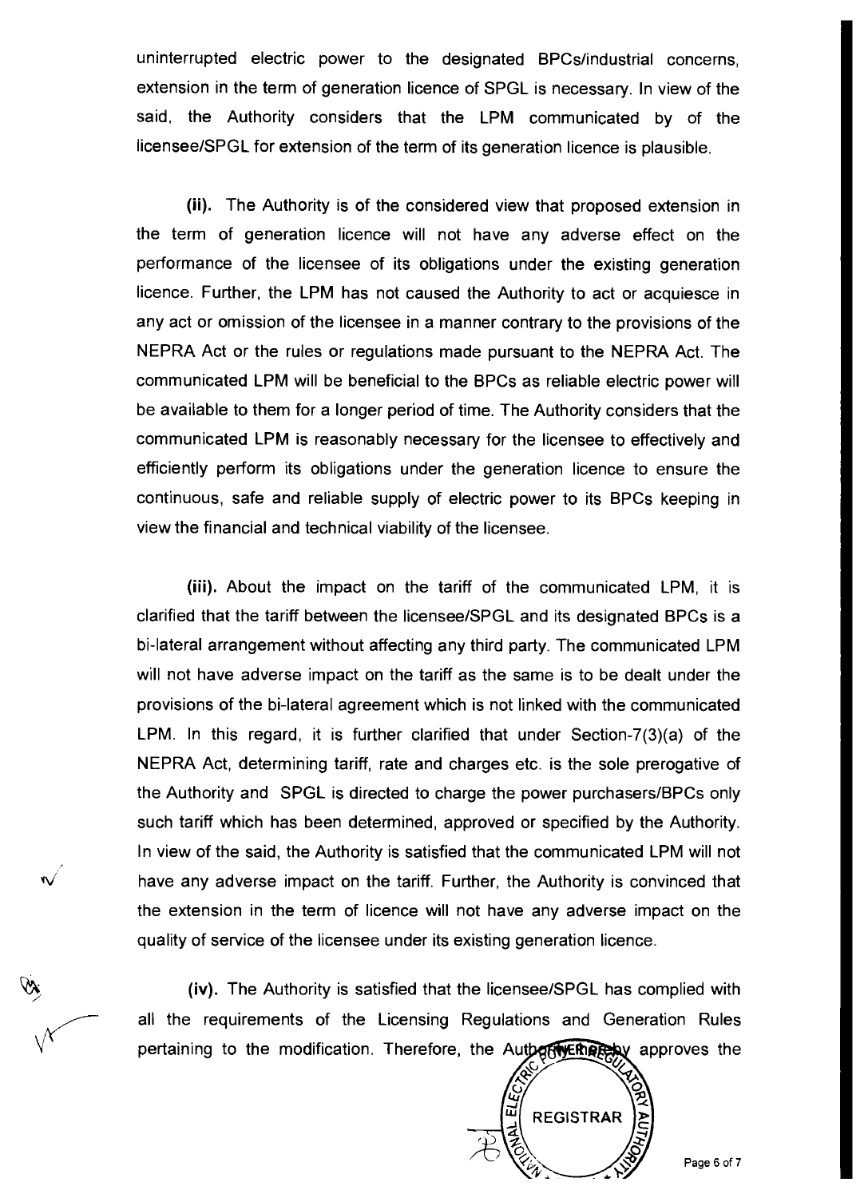uninterrupted electric power to the designated BPCs/industrial concerns, extension in the term of generation licence of SPGL is necessary. In view of the said, the Authority considers that the LPM communicated by of the licensee/SPGL for extension of the term of its generation licence is plausible.

**(ii).** The Authority is of the considered view that proposed extension in the term of generation licence will not have any adverse effect on the performance of the licensee of its obligations under the existing generation licence. Further, the LPM has not caused the Authority to act or acquiesce in any act or omission of the licensee in a manner contrary to the provisions of the NEPRA Act or the rules or regulations made pursuant to the NEPRA Act. The communicated LPM will be beneficial to the BPCs as reliable electric power will be available to them for a longer period of time. The Authority considers that the communicated LPM is reasonably necessary for the licensee to effectively and efficiently perform its obligations under the generation licence to ensure the continuous, safe and reliable supply of electric power to its BPCs keeping in view the financial and technical viability of the licensee.

**(iii).** About the impact on the tariff of the communicated LPM, it is clarified that the tariff between the licensee/SPGL and its designated BPCs is a bi-lateral arrangement without affecting any third party. The communicated LPM will not have adverse impact on the tariff as the same is to be dealt under the provisions of the bi-lateral agreement which is not linked with the communicated LPM. In this regard, it is further clarified that under Section-7(3)(a) of the NEPRA Act, determining tariff, rate and charges etc. is the sole prerogative of the Authority and SPGL is directed to charge the power purchasers/BPCs only such tariff which has been determined, approved or specified by the Authority. In view of the said, the Authority is satisfied that the communicated LPM will not have any adverse impact on the tariff. Further, the Authority is convinced that the extension in the term of licence will not have any adverse impact on the quality of service of the licensee under its existing generation licence.

**(iv).** The Authority is satisfied that the licensee/SPGL has complied with all the requirements of the Licensing Regulations and Generation Rules pertaining to the modification. Therefore, the Authority hereby approves the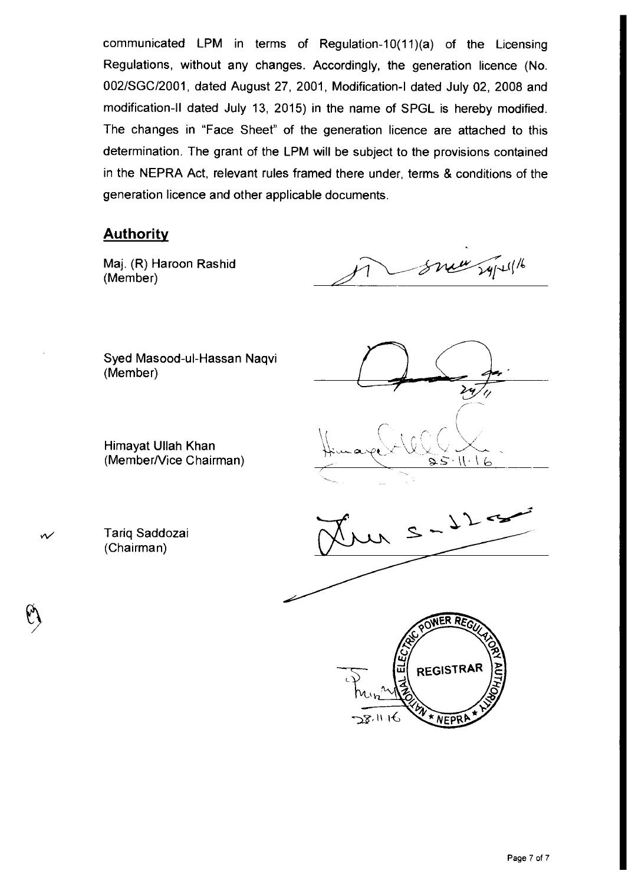communicated LPM in terms of Regulation-10(11)(a) of the Licensing Regulations, without any changes. Accordingly, the generation licence (No. 002/SGC/2001, dated August 27, 2001, Modification-I dated July 02, 2008 and modification-II dated July 13, 2015) in the name of SPGL is hereby modified. The changes in "Face Sheet" of the generation licence are attached to this determination. The grant of the LPM will be subject to the provisions contained in the NEPRA Act, relevant rules framed there under, terms & conditions of the generation licence and other applicable documents.

## Authority

Maj. (R) Haroon Rashid
(Member)

Syed Masood-ul-Hassan Naqvi
(Member)

Himayat Ullah Khan
(Member/Vice Chairman)

Tariq Saddozai
(Chairman)

REGISTRAR
NATIONAL ELECTRIC POWER REGULATORY AUTHORITY * NEPRA *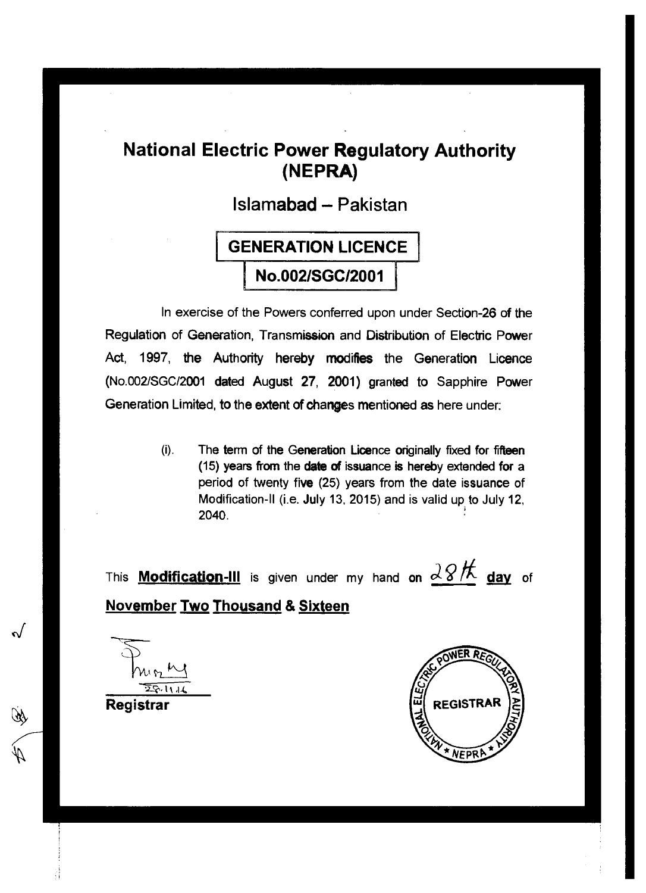# National Electric Power Regulatory Authority (NEPRA)

## Islamabad – Pakistan

**GENERATION LICENCE**

**No.002/SGC/2001**

In exercise of the Powers conferred upon under Section-26 of the Regulation of Generation, Transmission and Distribution of Electric Power Act, 1997, the Authority hereby modifies the Generation Licence (No.002/SGC/2001 dated August 27, 2001) granted to Sapphire Power Generation Limited, to the extent of changes mentioned as here under:

(i). The term of the Generation Licence originally fixed for fifteen (15) years from the date of issuance is hereby extended for a period of twenty five (25) years from the date issuance of Modification-II (i.e. July 13, 2015) and is valid up to July 12, 2040.

This **Modification-III** is given under my hand on 28th **day** of **November Two Thousand & Sixteen**

28.11.16

**Registrar**

NATIONAL ELECTRIC POWER REGULATORY AUTHORITY
REGISTRAR
NEPRA